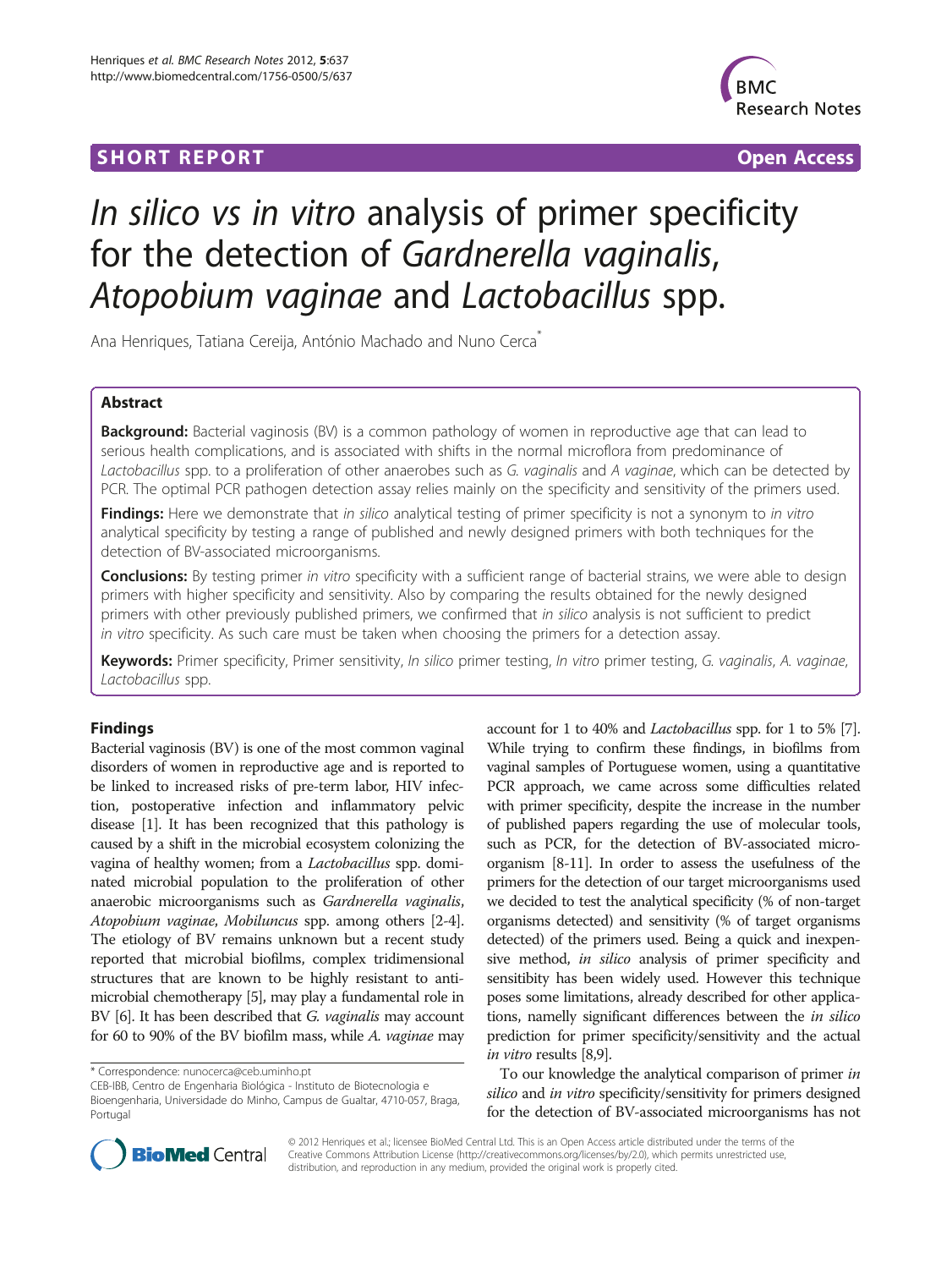**SHORT REPORT** **Open Access**

# *In silico vs in vitro* analysis of primer specificity for the detection of *Gardnerella vaginalis*, *Atopobium vaginae* and *Lactobacillus* spp.

Ana Henriques, Tatiana Cereija, António Machado and Nuno Cerca*

## Abstract

**Background:** Bacterial vaginosis (BV) is a common pathology of women in reproductive age that can lead to serious health complications, and is associated with shifts in the normal microflora from predominance of *Lactobacillus* spp. to a proliferation of other anaerobes such as *G. vaginalis* and *A vaginae*, which can be detected by PCR. The optimal PCR pathogen detection assay relies mainly on the specificity and sensitivity of the primers used.

**Findings:** Here we demonstrate that *in silico* analytical testing of primer specificity is not a synonym to *in vitro* analytical specificity by testing a range of published and newly designed primers with both techniques for the detection of BV-associated microorganisms.

**Conclusions:** By testing primer *in vitro* specificity with a sufficient range of bacterial strains, we were able to design primers with higher specificity and sensitivity. Also by comparing the results obtained for the newly designed primers with other previously published primers, we confirmed that *in silico* analysis is not sufficient to predict *in vitro* specificity. As such care must be taken when choosing the primers for a detection assay.

**Keywords:** Primer specificity, Primer sensitivity, *In silico* primer testing, *In vitro* primer testing, *G. vaginalis*, *A. vaginae*, *Lactobacillus* spp.

## Findings

Bacterial vaginosis (BV) is one of the most common vaginal disorders of women in reproductive age and is reported to be linked to increased risks of pre-term labor, HIV infection, postoperative infection and inflammatory pelvic disease [1]. It has been recognized that this pathology is caused by a shift in the microbial ecosystem colonizing the vagina of healthy women; from a *Lactobacillus* spp. dominated microbial population to the proliferation of other anaerobic microorganisms such as *Gardnerella vaginalis*, *Atopobium vaginae*, *Mobiluncus* spp. among others [2-4]. The etiology of BV remains unknown but a recent study reported that microbial biofilms, complex tridimensional structures that are known to be highly resistant to antimicrobial chemotherapy [5], may play a fundamental role in BV [6]. It has been described that *G. vaginalis* may account for 60 to 90% of the BV biofilm mass, while *A. vaginae* may account for 1 to 40% and *Lactobacillus* spp. for 1 to 5% [7]. While trying to confirm these findings, in biofilms from vaginal samples of Portuguese women, using a quantitative PCR approach, we came across some difficulties related with primer specificity, despite the increase in the number of published papers regarding the use of molecular tools, such as PCR, for the detection of BV-associated microorganism [8-11]. In order to assess the usefulness of the primers for the detection of our target microorganisms used we decided to test the analytical specificity (% of non-target organisms detected) and sensitivity (% of target organisms detected) of the primers used. Being a quick and inexpensive method, *in silico* analysis of primer specificity and sensitivity has been widely used. However this technique poses some limitations, already described for other applications, namely significant differences between the *in silico* prediction for primer specificity/sensitivity and the actual *in vitro* results [8,9].

To our knowledge the analytical comparison of primer *in silico* and *in vitro* specificity/sensitivity for primers designed for the detection of BV-associated microorganisms has not

\* Correspondence: nunocerca@ceb.uminho.pt
CEB-IBB, Centro de Engenharia Biológica - Instituto de Biotecnologia e Bioengenharia, Universidade do Minho, Campus de Gualtar, 4710-057, Braga, Portugal

© 2012 Henriques et al.; licensee BioMed Central Ltd. This is an Open Access article distributed under the terms of the Creative Commons Attribution License (http://creativecommons.org/licenses/by/2.0), which permits unrestricted use, distribution, and reproduction in any medium, provided the original work is properly cited.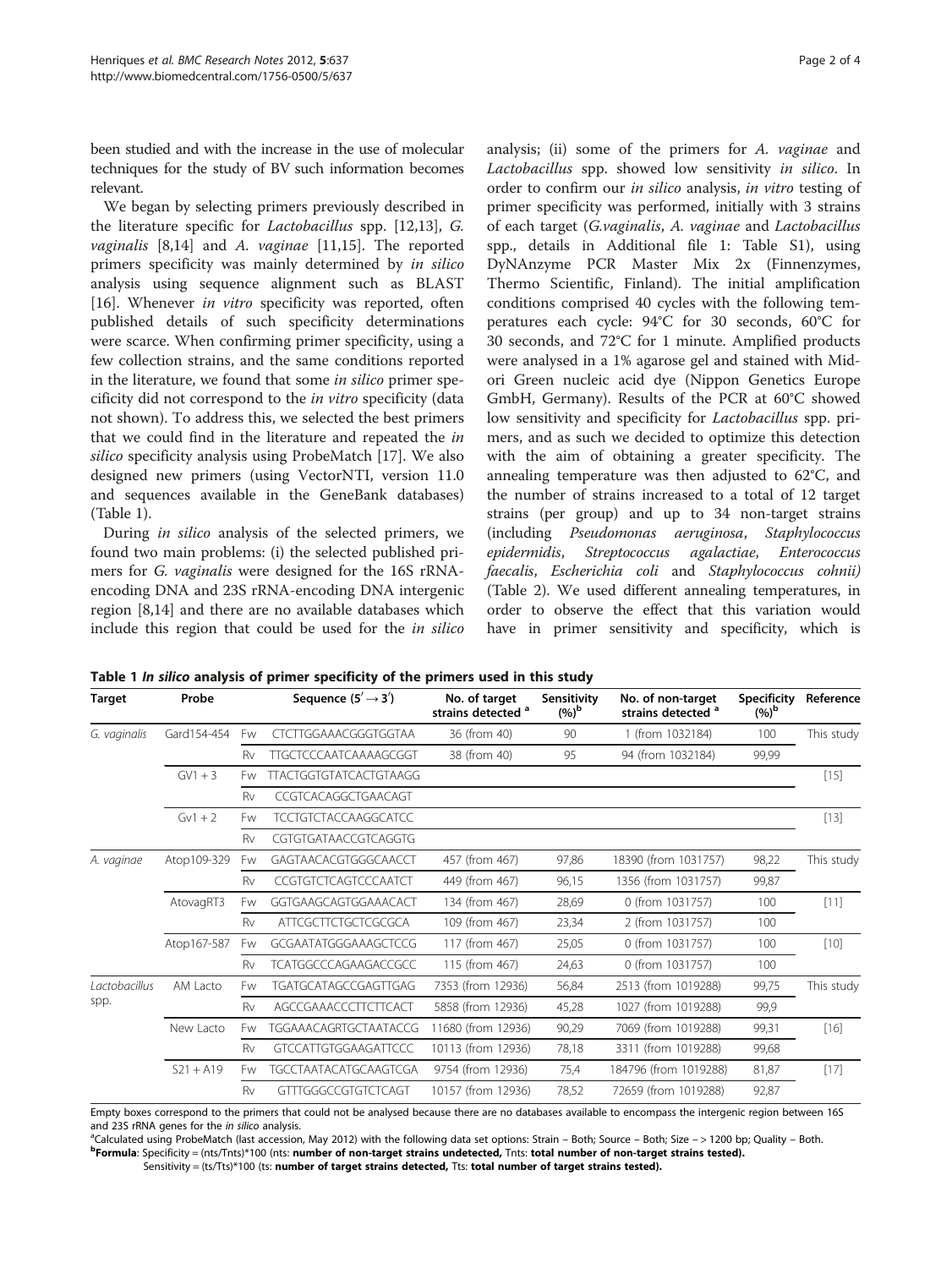been studied and with the increase in the use of molecular techniques for the study of BV such information becomes relevant.

We began by selecting primers previously described in the literature specific for *Lactobacillus* spp. [12,13], *G. vaginalis* [8,14] and *A. vaginae* [11,15]. The reported primers specificity was mainly determined by *in silico* analysis using sequence alignment such as BLAST [16]. Whenever *in vitro* specificity was reported, often published details of such specificity determinations were scarce. When confirming primer specificity, using a few collection strains, and the same conditions reported in the literature, we found that some *in silico* primer specificity did not correspond to the *in vitro* specificity (data not shown). To address this, we selected the best primers that we could find in the literature and repeated the *in silico* specificity analysis using ProbeMatch [17]. We also designed new primers (using VectorNTI, version 11.0 and sequences available in the GeneBank databases) (Table 1).

During *in silico* analysis of the selected primers, we found two main problems: (i) the selected published primers for *G. vaginalis* were designed for the 16S rRNA-encoding DNA and 23S rRNA-encoding DNA intergenic region [8,14] and there are no available databases which include this region that could be used for the *in silico* analysis; (ii) some of the primers for *A. vaginae* and *Lactobacillus* spp. showed low sensitivity *in silico*. In order to confirm our *in silico* analysis, *in vitro* testing of primer specificity was performed, initially with 3 strains of each target (*G.vaginalis*, *A. vaginae* and *Lactobacillus* spp., details in Additional file 1: Table S1), using DyNAnzyme PCR Master Mix 2x (Finnenzymes, Thermo Scientific, Finland). The initial amplification conditions comprised 40 cycles with the following temperatures each cycle: 94°C for 30 seconds, 60°C for 30 seconds, and 72°C for 1 minute. Amplified products were analysed in a 1% agarose gel and stained with Midori Green nucleic acid dye (Nippon Genetics Europe GmbH, Germany). Results of the PCR at 60°C showed low sensitivity and specificity for *Lactobacillus* spp. primers, and as such we decided to optimize this detection with the aim of obtaining a greater specificity. The annealing temperature was then adjusted to 62°C, and the number of strains increased to a total of 12 target strains (per group) and up to 34 non-target strains (including *Pseudomonas aeruginosa*, *Staphylococcus epidermidis*, *Streptococcus agalactiae*, *Enterococcus faecalis*, *Escherichia coli* and *Staphylococcus cohnii)* (Table 2). We used different annealing temperatures, in order to observe the effect that this variation would have in primer sensitivity and specificity, which is

**Table 1** ***In silico*** **analysis of primer specificity of the primers used in this study**

| Target | Probe | | Sequence (5′ → 3′) | No. of target strains detected [a] | Sensitivity (%)[b] | No. of non-target strains detected [a] | Specificity (%)[b] | Reference |
|---|---|---|---|---|---|---|---|---|
| *G. vaginalis* | Gard154-454 | Fw | CTCTTGGAAACGGGTGGTAA | 36 (from 40) | 90 | 1 (from 1032184) | 100 | This study |
| | | Rv | TTGCTCCCAATCAAAAGCGGT | 38 (from 40) | 95 | 94 (from 1032184) | 99,99 | |
| | GV1 + 3 | Fw | TTACTGGTGTATCACTGTAAGG | | | | | [15] |
| | | Rv | CCGTCACAGGCTGAACAGT | | | | | |
| | Gv1 + 2 | Fw | TCCTGTCTACCAAGGCATCC | | | | | [13] |
| | | Rv | CGTGTGATAACCGTCAGGTG | | | | | |
| *A. vaginae* | Atop109-329 | Fw | GAGTAACACGTGGGCAACCT | 457 (from 467) | 97,86 | 18390 (from 1031757) | 98,22 | This study |
| | | Rv | CCGTGTCTCAGTCCCAATCT | 449 (from 467) | 96,15 | 1356 (from 1031757) | 99,87 | |
| | AtovagRT3 | Fw | GGTGAAGCAGTGGAAACACT | 134 (from 467) | 28,69 | 0 (from 1031757) | 100 | [11] |
| | | Rv | ATTCGCTTCTGCTCGCGCA | 109 (from 467) | 23,34 | 2 (from 1031757) | 100 | |
| | Atop167-587 | Fw | GCGAATATGGGAAAGCTCCG | 117 (from 467) | 25,05 | 0 (from 1031757) | 100 | [10] |
| | | Rv | TCATGGCCCAGAAGACCGCC | 115 (from 467) | 24,63 | 0 (from 1031757) | 100 | |
| *Lactobacillus* spp. | AM Lacto | Fw | TGATGCATAGCCGAGTTGAG | 7353 (from 12936) | 56,84 | 2513 (from 1019288) | 99,75 | This study |
| | | Rv | AGCCGAAACCCTTCTTCACT | 5858 (from 12936) | 45,28 | 1027 (from 1019288) | 99,9 | |
| | New Lacto | Fw | TGGAAACAGRTGCTAATACCG | 11680 (from 12936) | 90,29 | 7069 (from 1019288) | 99,31 | [16] |
| | | Rv | GTCCATTGTGGAAGATTCCC | 10113 (from 12936) | 78,18 | 3311 (from 1019288) | 99,68 | |
| | S21 + A19 | Fw | TGCCTAATACATGCAAGTCGA | 9754 (from 12936) | 75,4 | 184796 (from 1019288) | 81,87 | [17] |
| | | Rv | GTTTGGGCCGTGTCTCAGT | 10157 (from 12936) | 78,52 | 72659 (from 1019288) | 92,87 | |

Empty boxes correspond to the primers that could not be analysed because there are no databases available to encompass the intergenic region between 16S and 23S rRNA genes for the *in silico* analysis.

[a]Calculated using ProbeMatch (last accession, May 2012) with the following data set options: Strain – Both; Source – Both; Size – > 1200 bp; Quality – Both.

[b]**Formula**: Specificity = (nts/Tnts)*100 (nts: **number of non-target strains undetected,** Tnts: **total number of non-target strains tested).**

Sensitivity = (ts/Tts)*100 (ts: **number of target strains detected,** Tts: **total number of target strains tested).**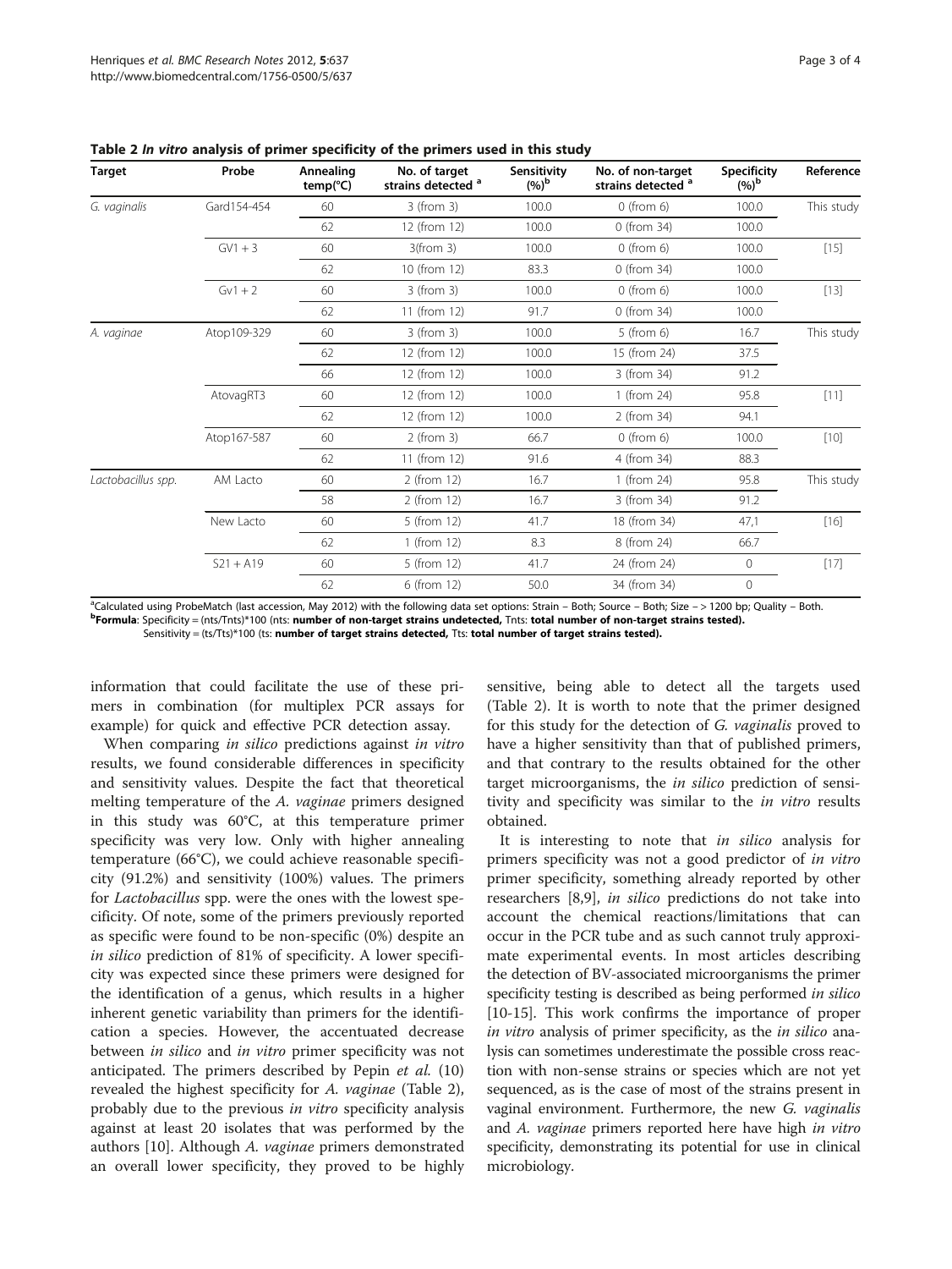**Table 2** *In vitro* **analysis of primer specificity of the primers used in this study**

| Target | Probe | Annealing temp(°C) | No. of target strains detected [a] | Sensitivity (%)[b] | No. of non-target strains detected [a] | Specificity (%)[b] | Reference |
|---|---|---|---|---|---|---|---|
| *G. vaginalis* | Gard154-454 | 60 | 3 (from 3) | 100.0 | 0 (from 6) | 100.0 | This study |
| | | 62 | 12 (from 12) | 100.0 | 0 (from 34) | 100.0 | |
| | GV1 + 3 | 60 | 3(from 3) | 100.0 | 0 (from 6) | 100.0 | [15] |
| | | 62 | 10 (from 12) | 83.3 | 0 (from 34) | 100.0 | |
| | Gv1 + 2 | 60 | 3 (from 3) | 100.0 | 0 (from 6) | 100.0 | [13] |
| | | 62 | 11 (from 12) | 91.7 | 0 (from 34) | 100.0 | |
| *A. vaginae* | Atop109-329 | 60 | 3 (from 3) | 100.0 | 5 (from 6) | 16.7 | This study |
| | | 62 | 12 (from 12) | 100.0 | 15 (from 24) | 37.5 | |
| | | 66 | 12 (from 12) | 100.0 | 3 (from 34) | 91.2 | |
| | AtovagRT3 | 60 | 12 (from 12) | 100.0 | 1 (from 24) | 95.8 | [11] |
| | | 62 | 12 (from 12) | 100.0 | 2 (from 34) | 94.1 | |
| | Atop167-587 | 60 | 2 (from 3) | 66.7 | 0 (from 6) | 100.0 | [10] |
| | | 62 | 11 (from 12) | 91.6 | 4 (from 34) | 88.3 | |
| *Lactobacillus spp.* | AM Lacto | 60 | 2 (from 12) | 16.7 | 1 (from 24) | 95.8 | This study |
| | | 58 | 2 (from 12) | 16.7 | 3 (from 34) | 91.2 | |
| | New Lacto | 60 | 5 (from 12) | 41.7 | 18 (from 34) | 47,1 | [16] |
| | | 62 | 1 (from 12) | 8.3 | 8 (from 24) | 66.7 | |
| | S21 + A19 | 60 | 5 (from 12) | 41.7 | 24 (from 24) | 0 | [17] |
| | | 62 | 6 (from 12) | 50.0 | 34 (from 34) | 0 | |

[a]Calculated using ProbeMatch (last accession, May 2012) with the following data set options: Strain – Both; Source – Both; Size – > 1200 bp; Quality – Both.
[b]**Formula**: Specificity = (nts/Tnts)*100 (nts: **number of non-target strains undetected,** Tnts: **total number of non-target strains tested).**
Sensitivity = (ts/Tts)*100 (ts: **number of target strains detected,** Tts: **total number of target strains tested).**

information that could facilitate the use of these primers in combination (for multiplex PCR assays for example) for quick and effective PCR detection assay.

When comparing *in silico* predictions against *in vitro* results, we found considerable differences in specificity and sensitivity values. Despite the fact that theoretical melting temperature of the *A. vaginae* primers designed in this study was 60°C, at this temperature primer specificity was very low. Only with higher annealing temperature (66°C), we could achieve reasonable specificity (91.2%) and sensitivity (100%) values. The primers for *Lactobacillus* spp. were the ones with the lowest specificity. Of note, some of the primers previously reported as specific were found to be non-specific (0%) despite an *in silico* prediction of 81% of specificity. A lower specificity was expected since these primers were designed for the identification of a genus, which results in a higher inherent genetic variability than primers for the identification a species. However, the accentuated decrease between *in silico* and *in vitro* primer specificity was not anticipated. The primers described by Pepin *et al.* (10) revealed the highest specificity for *A. vaginae* (Table 2), probably due to the previous *in vitro* specificity analysis against at least 20 isolates that was performed by the authors [10]. Although *A. vaginae* primers demonstrated an overall lower specificity, they proved to be highly sensitive, being able to detect all the targets used (Table 2). It is worth to note that the primer designed for this study for the detection of *G. vaginalis* proved to have a higher sensitivity than that of published primers, and that contrary to the results obtained for the other target microorganisms, the *in silico* prediction of sensitivity and specificity was similar to the *in vitro* results obtained.

It is interesting to note that *in silico* analysis for primers specificity was not a good predictor of *in vitro* primer specificity, something already reported by other researchers [8,9], *in silico* predictions do not take into account the chemical reactions/limitations that can occur in the PCR tube and as such cannot truly approximate experimental events. In most articles describing the detection of BV-associated microorganisms the primer specificity testing is described as being performed *in silico* [10-15]. This work confirms the importance of proper *in vitro* analysis of primer specificity, as the *in silico* analysis can sometimes underestimate the possible cross reaction with non-sense strains or species which are not yet sequenced, as is the case of most of the strains present in vaginal environment. Furthermore, the new *G. vaginalis* and *A. vaginae* primers reported here have high *in vitro* specificity, demonstrating its potential for use in clinical microbiology.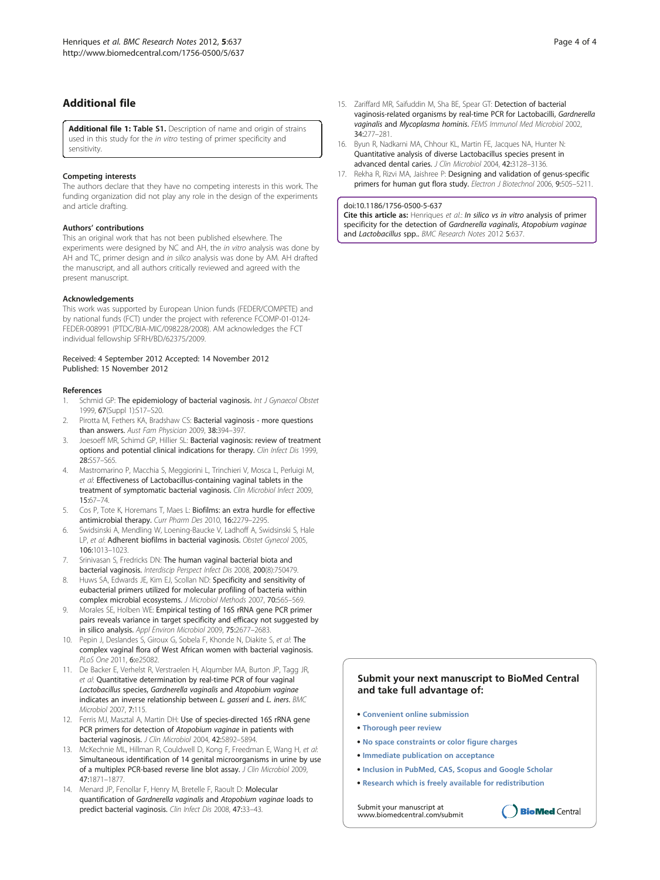## Additional file

**Additional file 1: Table S1.** Description of name and origin of strains used in this study for the *in vitro* testing of primer specificity and sensitivity.

### Competing interests

The authors declare that they have no competing interests in this work. The funding organization did not play any role in the design of the experiments and article drafting.

### Authors' contributions

This an original work that has not been published elsewhere. The experiments were designed by NC and AH, the *in vitro* analysis was done by AH and TC, primer design and *in silico* analysis was done by AM. AH drafted the manuscript, and all authors critically reviewed and agreed with the present manuscript.

### Acknowledgements

This work was supported by European Union funds (FEDER/COMPETE) and by national funds (FCT) under the project with reference FCOMP-01-0124-FEDER-008991 (PTDC/BIA-MIC/098228/2008). AM acknowledges the FCT individual fellowship SFRH/BD/62375/2009.

Received: 4 September 2012 Accepted: 14 November 2012
Published: 15 November 2012

### References

1. Schmid GP: **The epidemiology of bacterial vaginosis.** *Int J Gynaecol Obstet* 1999, **67**(Suppl 1):S17–S20.
2. Pirotta M, Fethers KA, Bradshaw CS: **Bacterial vaginosis - more questions than answers.** *Aust Fam Physician* 2009, **38:**394–397.
3. Joesoeff MR, Schimd GP, Hillier SL: **Bacterial vaginosis: review of treatment options and potential clinical indications for therapy.** *Clin Infect Dis* 1999, **28:**S57–S65.
4. Mastromarino P, Macchia S, Meggiorini L, Trinchieri V, Mosca L, Perluigi M, *et al*: **Effectiveness of Lactobacillus-containing vaginal tablets in the treatment of symptomatic bacterial vaginosis.** *Clin Microbiol Infect* 2009, **15:**67–74.
5. Cos P, Tote K, Horemans T, Maes L: **Biofilms: an extra hurdle for effective antimicrobial therapy.** *Curr Pharm Des* 2010, **16:**2279–2295.
6. Swidsinski A, Mendling W, Loening-Baucke V, Ladhoff A, Swidsinski S, Hale LP, *et al*: **Adherent biofilms in bacterial vaginosis.** *Obstet Gynecol* 2005, **106:**1013–1023.
7. Srinivasan S, Fredricks DN: **The human vaginal bacterial biota and bacterial vaginosis.** *Interdiscip Perspect Infect Dis* 2008, **200**(8):750479.
8. Huws SA, Edwards JE, Kim EJ, Scollan ND: **Specificity and sensitivity of eubacterial primers utilized for molecular profiling of bacteria within complex microbial ecosystems.** *J Microbiol Methods* 2007, **70:**565–569.
9. Morales SE, Holben WE: **Empirical testing of 16S rRNA gene PCR primer pairs reveals variance in target specificity and efficacy not suggested by in silico analysis.** *Appl Environ Microbiol* 2009, **75:**2677–2683.
10. Pepin J, Deslandes S, Giroux G, Sobela F, Khonde N, Diakite S, *et al*: **The complex vaginal flora of West African women with bacterial vaginosis.** *PLoS One* 2011, **6:**e25082.
11. De Backer E, Verhelst R, Verstraelen H, Alqumber MA, Burton JP, Tagg JR, *et al*: **Quantitative determination by real-time PCR of four vaginal *Lactobacillus* species, *Gardnerella vaginalis* and *Atopobium vaginae* indicates an inverse relationship between *L. gasseri* and *L. iners*.** *BMC Microbiol* 2007, **7:**115.
12. Ferris MJ, Masztal A, Martin DH: **Use of species-directed 16S rRNA gene PCR primers for detection of *Atopobium vaginae* in patients with bacterial vaginosis.** *J Clin Microbiol* 2004, **42:**5892–5894.
13. McKechnie ML, Hillman R, Couldwell D, Kong F, Freedman E, Wang H, *et al*: **Simultaneous identification of 14 genital microorganisms in urine by use of a multiplex PCR-based reverse line blot assay.** *J Clin Microbiol* 2009, **47:**1871–1877.
14. Menard JP, Fenollar F, Henry M, Bretelle F, Raoult D: **Molecular quantification of *Gardnerella vaginalis* and *Atopobium vaginae* loads to predict bacterial vaginosis.** *Clin Infect Dis* 2008, **47:**33–43.
15. Zariffard MR, Saifuddin M, Sha BE, Spear GT: **Detection of bacterial vaginosis-related organisms by real-time PCR for Lactobacilli, *Gardnerella vaginalis* and *Mycoplasma hominis*.** *FEMS Immunol Med Microbiol* 2002, **34:**277–281.
16. Byun R, Nadkarni MA, Chhour KL, Martin FE, Jacques NA, Hunter N: **Quantitative analysis of diverse Lactobacillus species present in advanced dental caries.** *J Clin Microbiol* 2004, **42:**3128–3136.
17. Rekha R, Rizvi MA, Jaishree P: **Designing and validation of genus-specific primers for human gut flora study.** *Electron J Biotechnol* 2006, **9:**505–5211.

doi:10.1186/1756-0500-5-637
**Cite this article as:** Henriques *et al.*: *In silico vs in vitro* analysis of primer specificity for the detection of *Gardnerella vaginalis*, *Atopobium vaginae* and *Lactobacillus* spp.. *BMC Research Notes* 2012 **5**:637.

**Submit your next manuscript to BioMed Central and take full advantage of:**

- **Convenient online submission**
- **Thorough peer review**
- **No space constraints or color figure charges**
- **Immediate publication on acceptance**
- **Inclusion in PubMed, CAS, Scopus and Google Scholar**
- **Research which is freely available for redistribution**

Submit your manuscript at
www.biomedcentral.com/submit